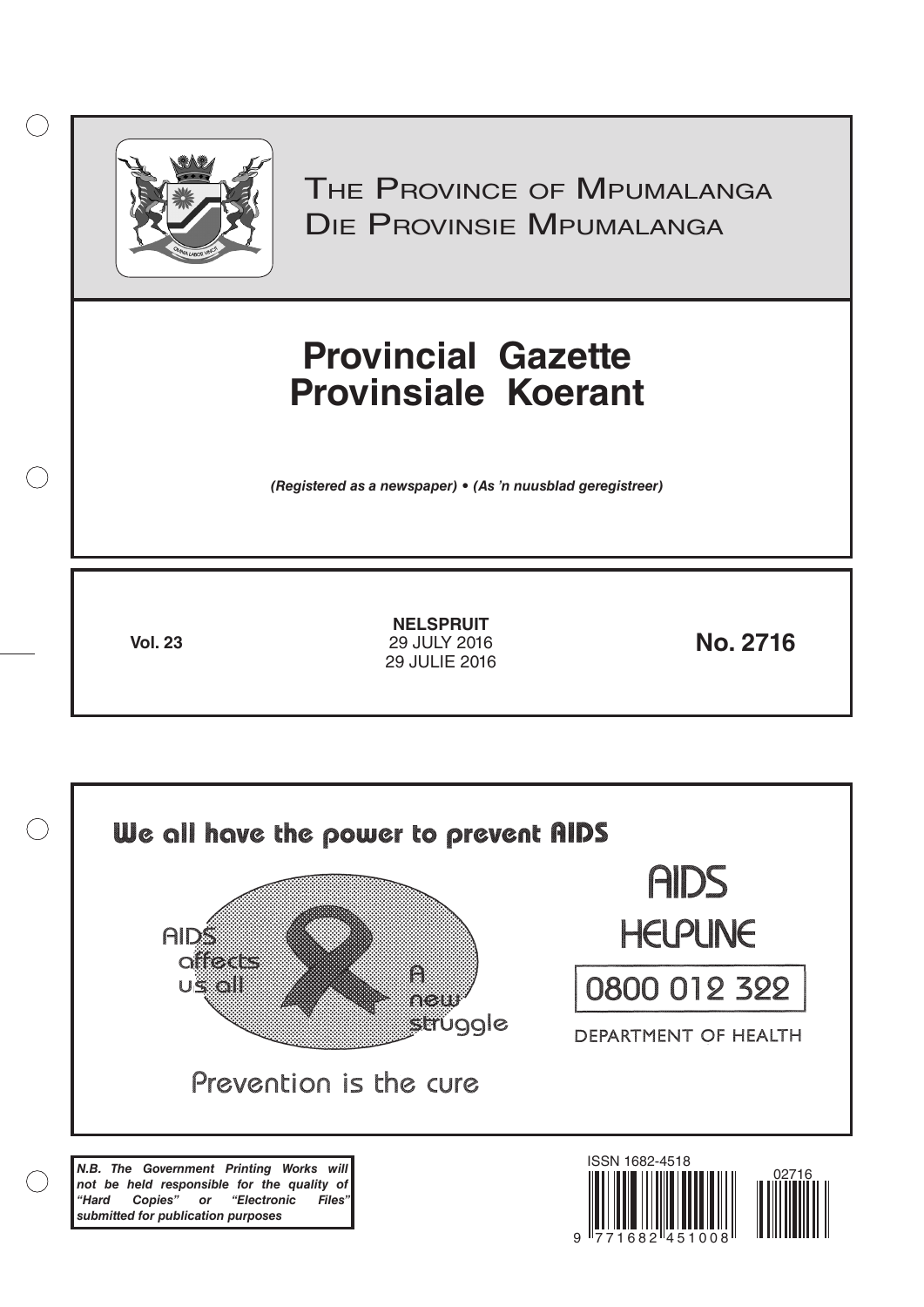# The Province of Mpumalanga
# Die Provinsie Mpumalanga

# Provincial Gazette
# Provinsiale Koerant

***(Registered as a newspaper) • (As 'n nuusblad geregistreer)***

**Vol. 23**

**NELSPRUIT**
29 JULY 2016
29 JULIE 2016

**No. 2716**

**We all have the power to prevent AIDS**

AIDS affects us all

A new struggle

Prevention is the cure

AIDS HELPLINE

0800 012 322

DEPARTMENT OF HEALTH

***N.B. The Government Printing Works will not be held responsible for the quality of "Hard Copies" or "Electronic Files" submitted for publication purposes***

ISSN 1682-4518

02716

9 771682 451008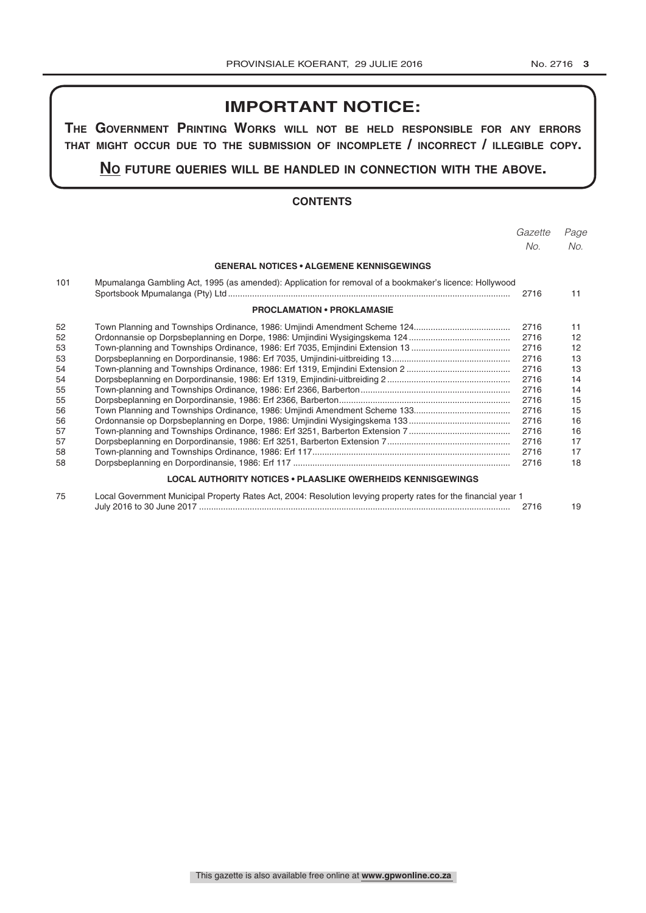# IMPORTANT NOTICE:

**THE GOVERNMENT PRINTING WORKS WILL NOT BE HELD RESPONSIBLE FOR ANY ERRORS THAT MIGHT OCCUR DUE TO THE SUBMISSION OF INCOMPLETE / INCORRECT / ILLEGIBLE COPY.**

**NO FUTURE QUERIES WILL BE HANDLED IN CONNECTION WITH THE ABOVE.**

## CONTENTS

| | | *Gazette No.* | *Page No.* |
|---|---|---|---|
| | **GENERAL NOTICES • ALGEMENE KENNISGEWINGS** | | |
| 101 | Mpumalanga Gambling Act, 1995 (as amended): Application for removal of a bookmaker's licence: Hollywood Sportsbook Mpumalanga (Pty) Ltd | 2716 | 11 |
| | **PROCLAMATION • PROKLAMASIE** | | |
| 52 | Town Planning and Townships Ordinance, 1986: Umjindi Amendment Scheme 124 | 2716 | 11 |
| 52 | Ordonnansie op Dorpsbeplanning en Dorpe, 1986: Umjindini Wysigingskema 124 | 2716 | 12 |
| 53 | Town-planning and Townships Ordinance, 1986: Erf 7035, Emjindini Extension 13 | 2716 | 12 |
| 53 | Dorpsbeplanning en Dorpordinansie, 1986: Erf 7035, Umjindini-uitbreiding 13 | 2716 | 13 |
| 54 | Town-planning and Townships Ordinance, 1986: Erf 1319, Emjindini Extension 2 | 2716 | 13 |
| 54 | Dorpsbeplanning en Dorpordinansie, 1986: Erf 1319, Emjindini-uitbreiding 2 | 2716 | 14 |
| 55 | Town-planning and Townships Ordinance, 1986: Erf 2366, Barberton | 2716 | 14 |
| 55 | Dorpsbeplanning en Dorpordinansie, 1986: Erf 2366, Barberton | 2716 | 15 |
| 56 | Town Planning and Townships Ordinance, 1986: Umjindi Amendment Scheme 133 | 2716 | 15 |
| 56 | Ordonnansie op Dorpsbeplanning en Dorpe, 1986: Umjindini Wysigingskema 133 | 2716 | 16 |
| 57 | Town-planning and Townships Ordinance, 1986: Erf 3251, Barberton Extension 7 | 2716 | 16 |
| 57 | Dorpsbeplanning en Dorpordinansie, 1986: Erf 3251, Barberton Extension 7 | 2716 | 17 |
| 58 | Town-planning and Townships Ordinance, 1986: Erf 117 | 2716 | 17 |
| 58 | Dorpsbeplanning en Dorpordinansie, 1986: Erf 117 | 2716 | 18 |
| | **LOCAL AUTHORITY NOTICES • PLAASLIKE OWERHEIDS KENNISGEWINGS** | | |
| 75 | Local Government Municipal Property Rates Act, 2004: Resolution levying property rates for the financial year 1 July 2016 to 30 June 2017 | 2716 | 19 |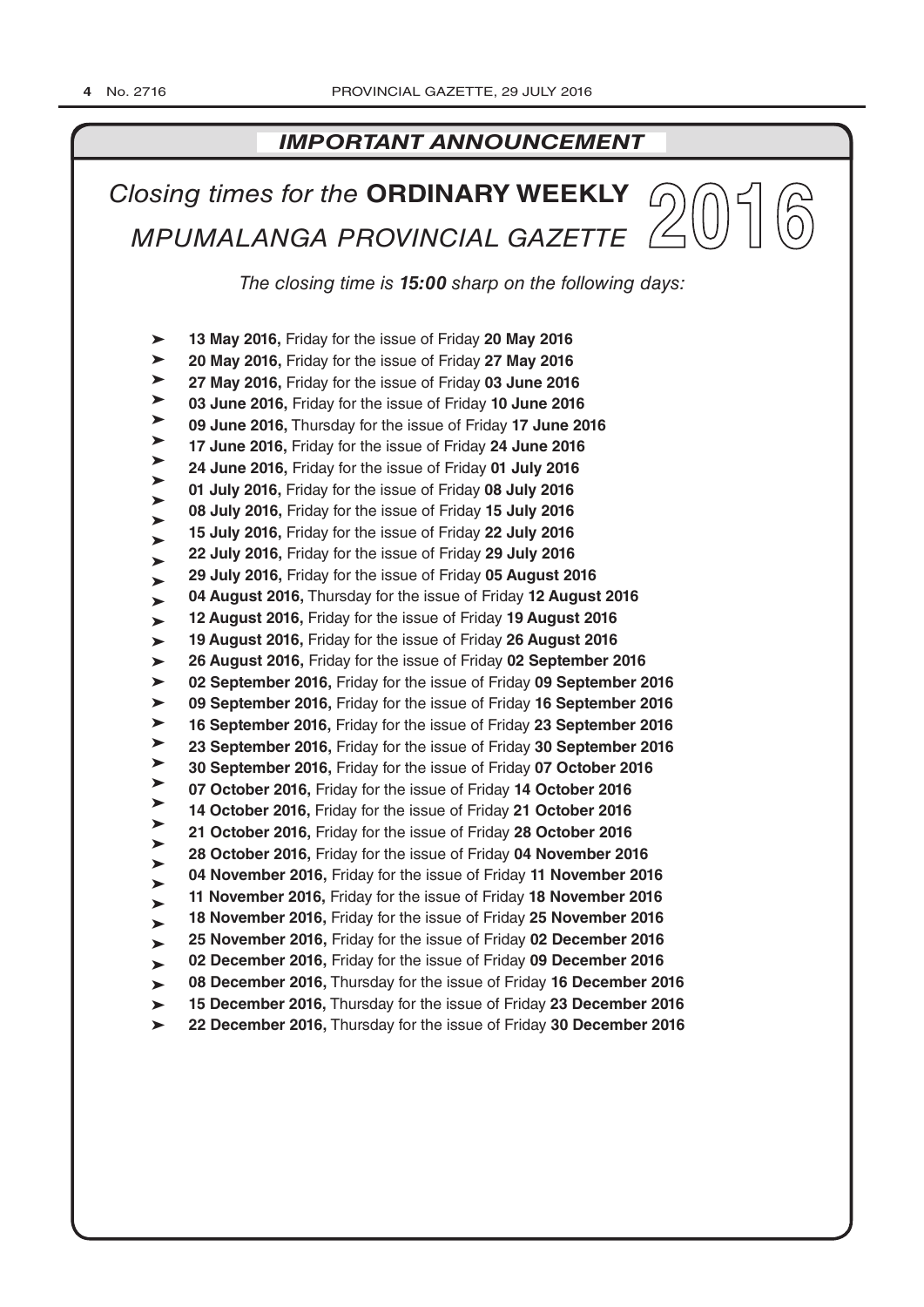## *IMPORTANT ANNOUNCEMENT*

# *Closing times for the* **ORDINARY WEEKLY** *MPUMALANGA PROVINCIAL GAZETTE* 2016

*The closing time is **15:00** sharp on the following days:*

- **13 May 2016,** Friday for the issue of Friday **20 May 2016**
- **20 May 2016,** Friday for the issue of Friday **27 May 2016**
- **27 May 2016,** Friday for the issue of Friday **03 June 2016**
- **03 June 2016,** Friday for the issue of Friday **10 June 2016**
- **09 June 2016,** Thursday for the issue of Friday **17 June 2016**
- **17 June 2016,** Friday for the issue of Friday **24 June 2016**
- **24 June 2016,** Friday for the issue of Friday **01 July 2016**
- **01 July 2016,** Friday for the issue of Friday **08 July 2016**
- **08 July 2016,** Friday for the issue of Friday **15 July 2016**
- **15 July 2016,** Friday for the issue of Friday **22 July 2016**
- **22 July 2016,** Friday for the issue of Friday **29 July 2016**
- **29 July 2016,** Friday for the issue of Friday **05 August 2016**
- **04 August 2016,** Thursday for the issue of Friday **12 August 2016**
- **12 August 2016,** Friday for the issue of Friday **19 August 2016**
- **19 August 2016,** Friday for the issue of Friday **26 August 2016**
- **26 August 2016,** Friday for the issue of Friday **02 September 2016**
- **02 September 2016,** Friday for the issue of Friday **09 September 2016**
- **09 September 2016,** Friday for the issue of Friday **16 September 2016**
- **16 September 2016,** Friday for the issue of Friday **23 September 2016**
- **23 September 2016,** Friday for the issue of Friday **30 September 2016**
- **30 September 2016,** Friday for the issue of Friday **07 October 2016**
- **07 October 2016,** Friday for the issue of Friday **14 October 2016**
- **14 October 2016,** Friday for the issue of Friday **21 October 2016**
- **21 October 2016,** Friday for the issue of Friday **28 October 2016**
- **28 October 2016,** Friday for the issue of Friday **04 November 2016**
- **04 November 2016,** Friday for the issue of Friday **11 November 2016**
- **11 November 2016,** Friday for the issue of Friday **18 November 2016**
- **18 November 2016,** Friday for the issue of Friday **25 November 2016**
- **25 November 2016,** Friday for the issue of Friday **02 December 2016**
- **02 December 2016,** Friday for the issue of Friday **09 December 2016**
- **08 December 2016,** Thursday for the issue of Friday **16 December 2016**
- **15 December 2016,** Thursday for the issue of Friday **23 December 2016**
- **22 December 2016,** Thursday for the issue of Friday **30 December 2016**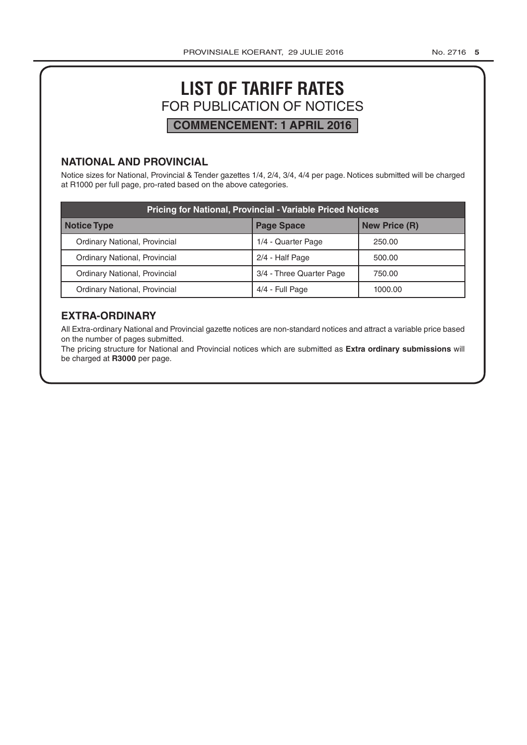# LIST OF TARIFF RATES

## FOR PUBLICATION OF NOTICES

**COMMENCEMENT: 1 APRIL 2016**

### NATIONAL AND PROVINCIAL

Notice sizes for National, Provincial & Tender gazettes 1/4, 2/4, 3/4, 4/4 per page. Notices submitted will be charged at R1000 per full page, pro-rated based on the above categories.

| Pricing for National, Provincial - Variable Priced Notices | | |
|---|---|---|
| **Notice Type** | **Page Space** | **New Price (R)** |
| Ordinary National, Provincial | 1/4 - Quarter Page | 250.00 |
| Ordinary National, Provincial | 2/4 - Half Page | 500.00 |
| Ordinary National, Provincial | 3/4 - Three Quarter Page | 750.00 |
| Ordinary National, Provincial | 4/4 - Full Page | 1000.00 |

### EXTRA-ORDINARY

All Extra-ordinary National and Provincial gazette notices are non-standard notices and attract a variable price based on the number of pages submitted.

The pricing structure for National and Provincial notices which are submitted as **Extra ordinary submissions** will be charged at **R3000** per page.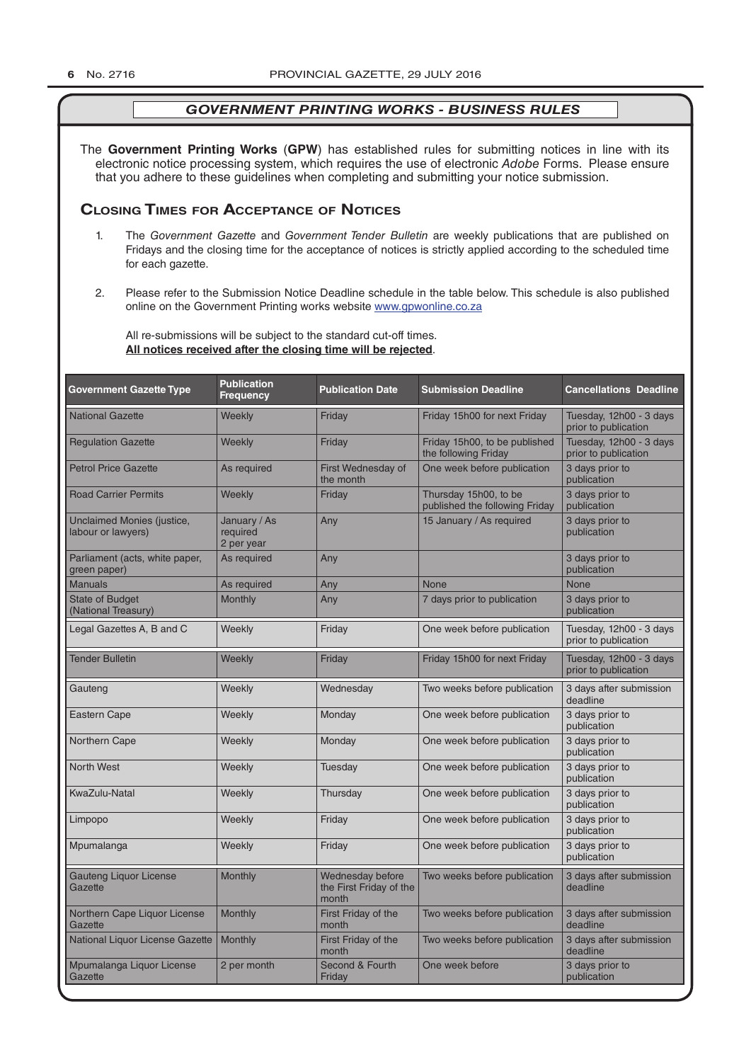## *GOVERNMENT PRINTING WORKS - BUSINESS RULES*

The **Government Printing Works** (**GPW**) has established rules for submitting notices in line with its electronic notice processing system, which requires the use of electronic *Adobe* Forms. Please ensure that you adhere to these guidelines when completing and submitting your notice submission.

### Closing Times for Acceptance of Notices

1. The *Government Gazette* and *Government Tender Bulletin* are weekly publications that are published on Fridays and the closing time for the acceptance of notices is strictly applied according to the scheduled time for each gazette.

2. Please refer to the Submission Notice Deadline schedule in the table below. This schedule is also published online on the Government Printing works website www.gpwonline.co.za

All re-submissions will be subject to the standard cut-off times.
**All notices received after the closing time will be rejected**.

| Government Gazette Type | Publication Frequency | Publication Date | Submission Deadline | Cancellations Deadline |
|---|---|---|---|---|
| National Gazette | Weekly | Friday | Friday 15h00 for next Friday | Tuesday, 12h00 - 3 days prior to publication |
| Regulation Gazette | Weekly | Friday | Friday 15h00, to be published the following Friday | Tuesday, 12h00 - 3 days prior to publication |
| Petrol Price Gazette | As required | First Wednesday of the month | One week before publication | 3 days prior to publication |
| Road Carrier Permits | Weekly | Friday | Thursday 15h00, to be published the following Friday | 3 days prior to publication |
| Unclaimed Monies (justice, labour or lawyers) | January / As required 2 per year | Any | 15 January / As required | 3 days prior to publication |
| Parliament (acts, white paper, green paper) | As required | Any | | 3 days prior to publication |
| Manuals | As required | Any | None | None |
| State of Budget (National Treasury) | Monthly | Any | 7 days prior to publication | 3 days prior to publication |
| Legal Gazettes A, B and C | Weekly | Friday | One week before publication | Tuesday, 12h00 - 3 days prior to publication |
| Tender Bulletin | Weekly | Friday | Friday 15h00 for next Friday | Tuesday, 12h00 - 3 days prior to publication |
| Gauteng | Weekly | Wednesday | Two weeks before publication | 3 days after submission deadline |
| Eastern Cape | Weekly | Monday | One week before publication | 3 days prior to publication |
| Northern Cape | Weekly | Monday | One week before publication | 3 days prior to publication |
| North West | Weekly | Tuesday | One week before publication | 3 days prior to publication |
| KwaZulu-Natal | Weekly | Thursday | One week before publication | 3 days prior to publication |
| Limpopo | Weekly | Friday | One week before publication | 3 days prior to publication |
| Mpumalanga | Weekly | Friday | One week before publication | 3 days prior to publication |
| Gauteng Liquor License Gazette | Monthly | Wednesday before the First Friday of the month | Two weeks before publication | 3 days after submission deadline |
| Northern Cape Liquor License Gazette | Monthly | First Friday of the month | Two weeks before publication | 3 days after submission deadline |
| National Liquor License Gazette | Monthly | First Friday of the month | Two weeks before publication | 3 days after submission deadline |
| Mpumalanga Liquor License Gazette | 2 per month | Second & Fourth Friday | One week before | 3 days prior to publication |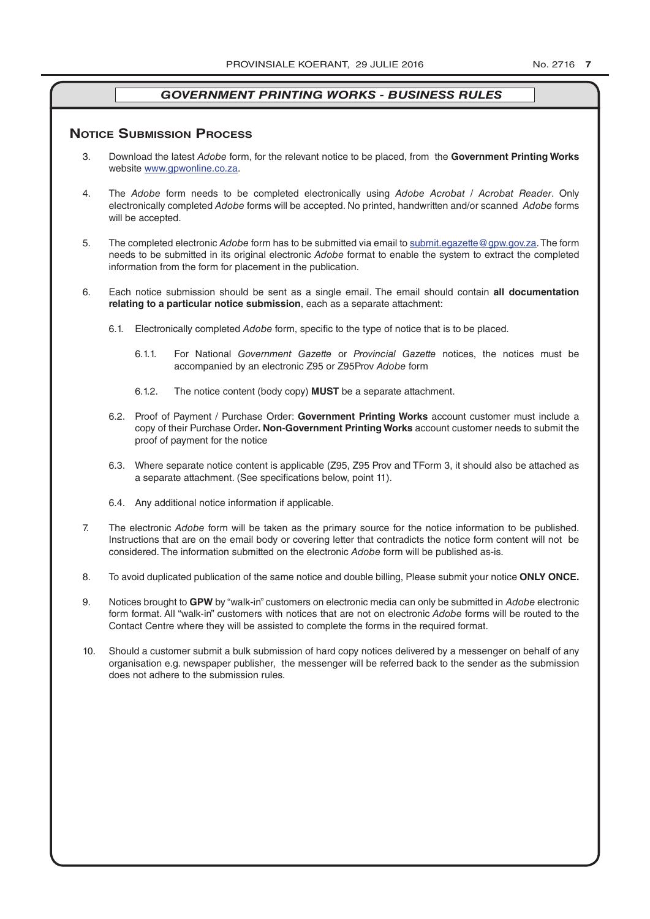## *GOVERNMENT PRINTING WORKS - BUSINESS RULES*

### Notice Submission Process

3. Download the latest *Adobe* form, for the relevant notice to be placed, from the **Government Printing Works** website www.gpwonline.co.za.

4. The *Adobe* form needs to be completed electronically using *Adobe Acrobat* / *Acrobat Reader*. Only electronically completed *Adobe* forms will be accepted. No printed, handwritten and/or scanned *Adobe* forms will be accepted.

5. The completed electronic *Adobe* form has to be submitted via email to submit.egazette@gpw.gov.za. The form needs to be submitted in its original electronic *Adobe* format to enable the system to extract the completed information from the form for placement in the publication.

6. Each notice submission should be sent as a single email. The email should contain **all documentation relating to a particular notice submission**, each as a separate attachment:

   6.1. Electronically completed *Adobe* form, specific to the type of notice that is to be placed.

      6.1.1. For National *Government Gazette* or *Provincial Gazette* notices, the notices must be accompanied by an electronic Z95 or Z95Prov *Adobe* form

      6.1.2. The notice content (body copy) **MUST** be a separate attachment.

   6.2. Proof of Payment / Purchase Order: **Government Printing Works** account customer must include a copy of their Purchase Order**. Non**-**Government Printing Works** account customer needs to submit the proof of payment for the notice

   6.3. Where separate notice content is applicable (Z95, Z95 Prov and TForm 3, it should also be attached as a separate attachment. (See specifications below, point 11).

   6.4. Any additional notice information if applicable.

7. The electronic *Adobe* form will be taken as the primary source for the notice information to be published. Instructions that are on the email body or covering letter that contradicts the notice form content will not be considered. The information submitted on the electronic *Adobe* form will be published as-is.

8. To avoid duplicated publication of the same notice and double billing, Please submit your notice **ONLY ONCE.**

9. Notices brought to **GPW** by "walk-in" customers on electronic media can only be submitted in *Adobe* electronic form format. All "walk-in" customers with notices that are not on electronic *Adobe* forms will be routed to the Contact Centre where they will be assisted to complete the forms in the required format.

10. Should a customer submit a bulk submission of hard copy notices delivered by a messenger on behalf of any organisation e.g. newspaper publisher, the messenger will be referred back to the sender as the submission does not adhere to the submission rules.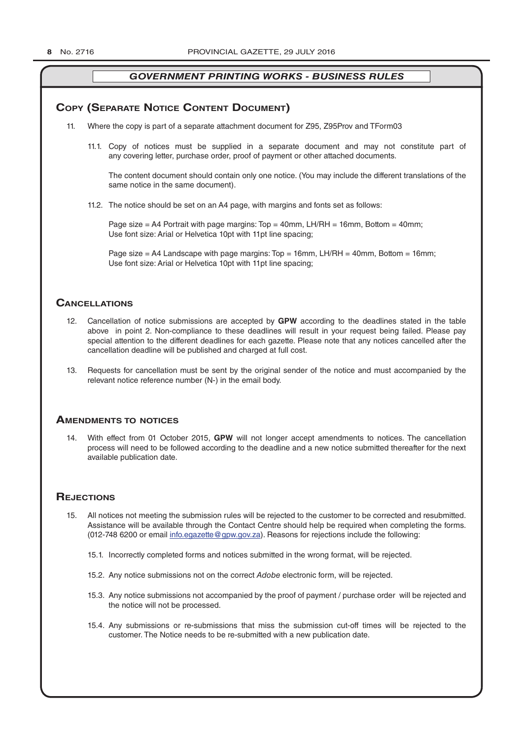## GOVERNMENT PRINTING WORKS - BUSINESS RULES

## Copy (Separate Notice Content Document)

11. Where the copy is part of a separate attachment document for Z95, Z95Prov and TForm03

 11.1. Copy of notices must be supplied in a separate document and may not constitute part of any covering letter, purchase order, proof of payment or other attached documents.

 The content document should contain only one notice. (You may include the different translations of the same notice in the same document).

 11.2. The notice should be set on an A4 page, with margins and fonts set as follows:

 Page size = A4 Portrait with page margins: Top = 40mm, LH/RH = 16mm, Bottom = 40mm;
 Use font size: Arial or Helvetica 10pt with 11pt line spacing;

 Page size = A4 Landscape with page margins: Top = 16mm, LH/RH = 40mm, Bottom = 16mm;
 Use font size: Arial or Helvetica 10pt with 11pt line spacing;

## Cancellations

12. Cancellation of notice submissions are accepted by **GPW** according to the deadlines stated in the table above in point 2. Non-compliance to these deadlines will result in your request being failed. Please pay special attention to the different deadlines for each gazette. Please note that any notices cancelled after the cancellation deadline will be published and charged at full cost.

13. Requests for cancellation must be sent by the original sender of the notice and must accompanied by the relevant notice reference number (N-) in the email body.

## Amendments to notices

14. With effect from 01 October 2015, **GPW** will not longer accept amendments to notices. The cancellation process will need to be followed according to the deadline and a new notice submitted thereafter for the next available publication date.

## Rejections

15. All notices not meeting the submission rules will be rejected to the customer to be corrected and resubmitted. Assistance will be available through the Contact Centre should help be required when completing the forms. (012-748 6200 or email info.egazette@gpw.gov.za). Reasons for rejections include the following:

 15.1. Incorrectly completed forms and notices submitted in the wrong format, will be rejected.

 15.2. Any notice submissions not on the correct *Adobe* electronic form, will be rejected.

 15.3. Any notice submissions not accompanied by the proof of payment / purchase order will be rejected and the notice will not be processed.

 15.4. Any submissions or re-submissions that miss the submission cut-off times will be rejected to the customer. The Notice needs to be re-submitted with a new publication date.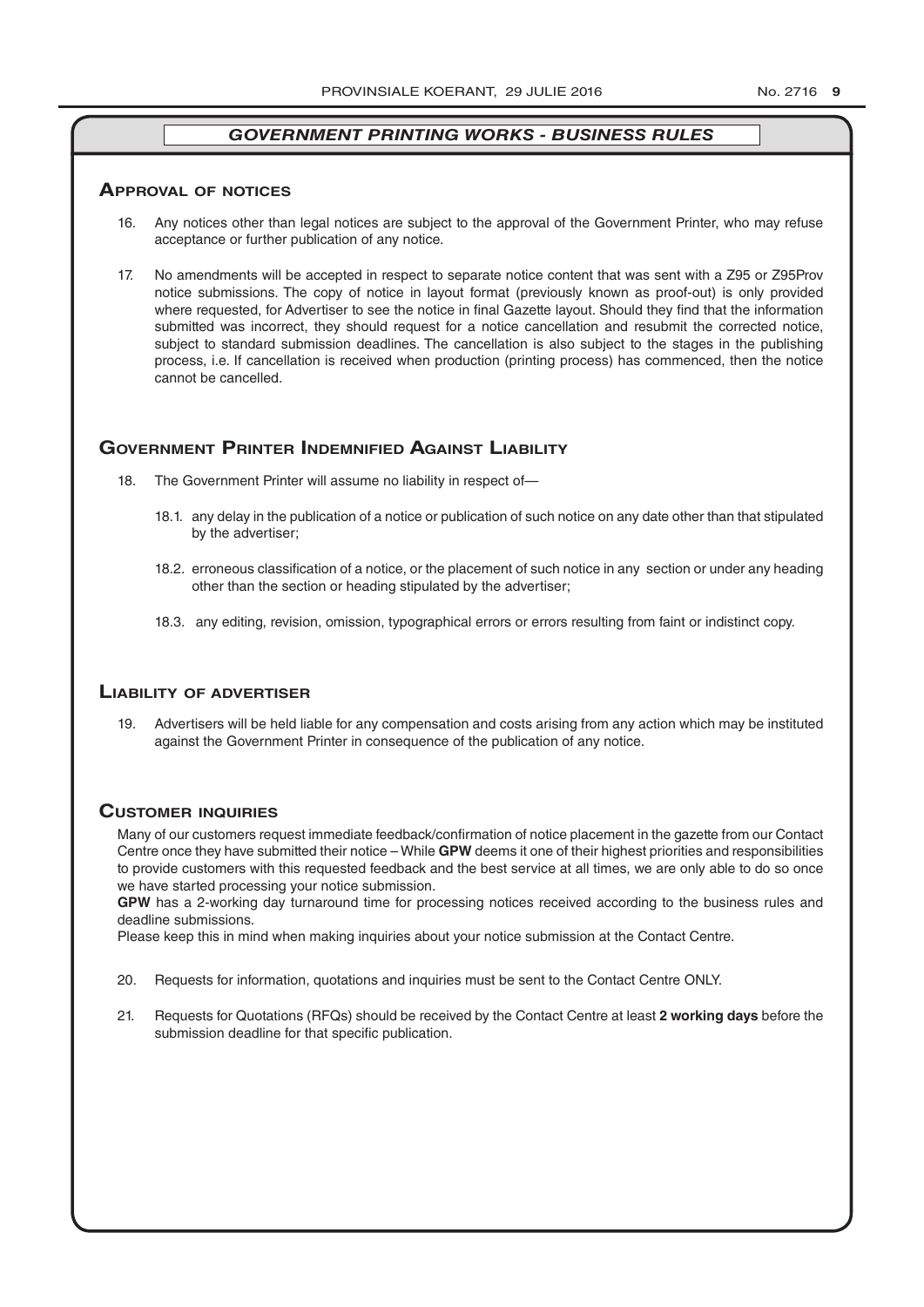## *GOVERNMENT PRINTING WORKS - BUSINESS RULES*

### Approval of notices

16. Any notices other than legal notices are subject to the approval of the Government Printer, who may refuse acceptance or further publication of any notice.

17. No amendments will be accepted in respect to separate notice content that was sent with a Z95 or Z95Prov notice submissions. The copy of notice in layout format (previously known as proof-out) is only provided where requested, for Advertiser to see the notice in final Gazette layout. Should they find that the information submitted was incorrect, they should request for a notice cancellation and resubmit the corrected notice, subject to standard submission deadlines. The cancellation is also subject to the stages in the publishing process, i.e. If cancellation is received when production (printing process) has commenced, then the notice cannot be cancelled.

### Government Printer Indemnified Against Liability

18. The Government Printer will assume no liability in respect of—

    18.1. any delay in the publication of a notice or publication of such notice on any date other than that stipulated by the advertiser;

    18.2. erroneous classification of a notice, or the placement of such notice in any section or under any heading other than the section or heading stipulated by the advertiser;

    18.3. any editing, revision, omission, typographical errors or errors resulting from faint or indistinct copy.

### Liability of advertiser

19. Advertisers will be held liable for any compensation and costs arising from any action which may be instituted against the Government Printer in consequence of the publication of any notice.

### Customer inquiries

Many of our customers request immediate feedback/confirmation of notice placement in the gazette from our Contact Centre once they have submitted their notice – While **GPW** deems it one of their highest priorities and responsibilities to provide customers with this requested feedback and the best service at all times, we are only able to do so once we have started processing your notice submission.

**GPW** has a 2-working day turnaround time for processing notices received according to the business rules and deadline submissions.

Please keep this in mind when making inquiries about your notice submission at the Contact Centre.

20. Requests for information, quotations and inquiries must be sent to the Contact Centre ONLY.

21. Requests for Quotations (RFQs) should be received by the Contact Centre at least **2 working days** before the submission deadline for that specific publication.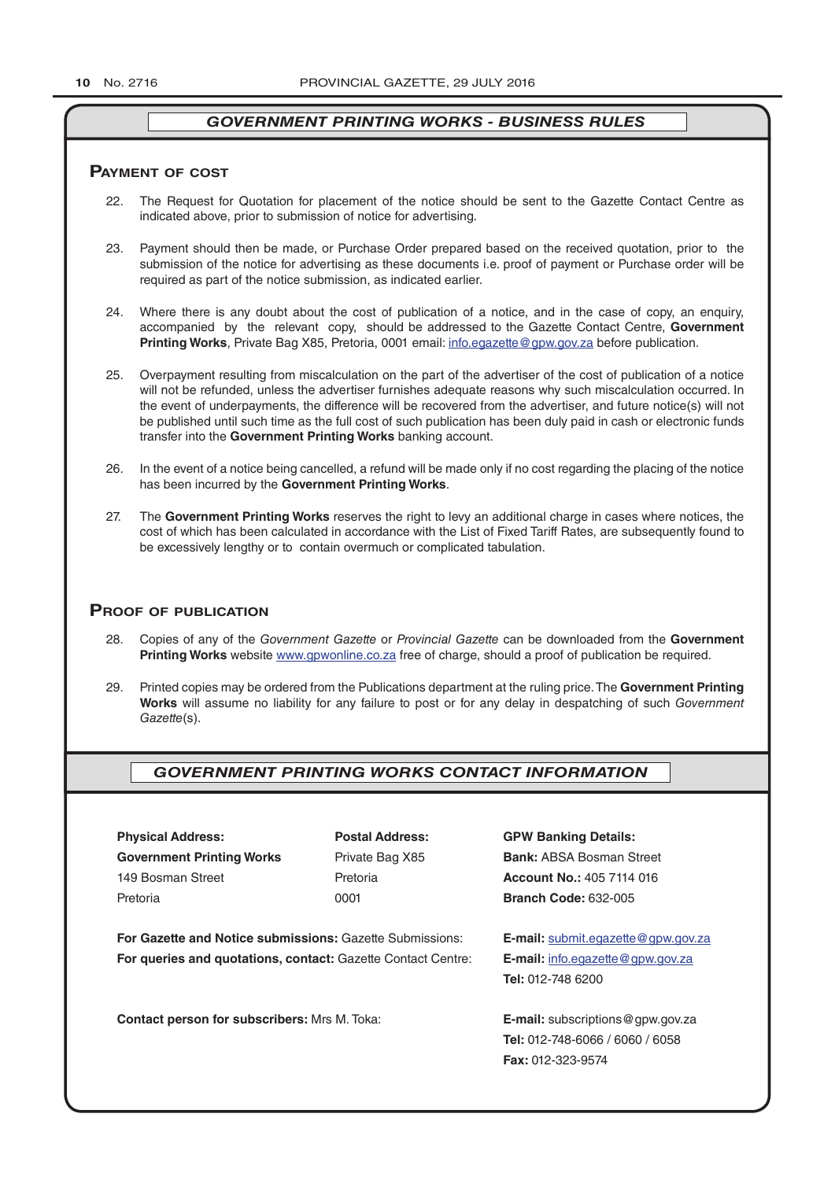## *GOVERNMENT PRINTING WORKS - BUSINESS RULES*

### Payment of cost

22. The Request for Quotation for placement of the notice should be sent to the Gazette Contact Centre as indicated above, prior to submission of notice for advertising.

23. Payment should then be made, or Purchase Order prepared based on the received quotation, prior to the submission of the notice for advertising as these documents i.e. proof of payment or Purchase order will be required as part of the notice submission, as indicated earlier.

24. Where there is any doubt about the cost of publication of a notice, and in the case of copy, an enquiry, accompanied by the relevant copy, should be addressed to the Gazette Contact Centre, **Government Printing Works**, Private Bag X85, Pretoria, 0001 email: info.egazette@gpw.gov.za before publication.

25. Overpayment resulting from miscalculation on the part of the advertiser of the cost of publication of a notice will not be refunded, unless the advertiser furnishes adequate reasons why such miscalculation occurred. In the event of underpayments, the difference will be recovered from the advertiser, and future notice(s) will not be published until such time as the full cost of such publication has been duly paid in cash or electronic funds transfer into the **Government Printing Works** banking account.

26. In the event of a notice being cancelled, a refund will be made only if no cost regarding the placing of the notice has been incurred by the **Government Printing Works**.

27. The **Government Printing Works** reserves the right to levy an additional charge in cases where notices, the cost of which has been calculated in accordance with the List of Fixed Tariff Rates, are subsequently found to be excessively lengthy or to contain overmuch or complicated tabulation.

### Proof of publication

28. Copies of any of the *Government Gazette* or *Provincial Gazette* can be downloaded from the **Government Printing Works** website www.gpwonline.co.za free of charge, should a proof of publication be required.

29. Printed copies may be ordered from the Publications department at the ruling price. The **Government Printing Works** will assume no liability for any failure to post or for any delay in despatching of such *Government Gazette*(s).

## *GOVERNMENT PRINTING WORKS CONTACT INFORMATION*

**Physical Address:**
**Government Printing Works**
149 Bosman Street
Pretoria

**Postal Address:**
Private Bag X85
Pretoria
0001

**GPW Banking Details:**
**Bank:** ABSA Bosman Street
**Account No.:** 405 7114 016
**Branch Code:** 632-005

**For Gazette and Notice submissions:** Gazette Submissions: **E-mail:** submit.egazette@gpw.gov.za

**For queries and quotations, contact:** Gazette Contact Centre: **E-mail:** info.egazette@gpw.gov.za
**Tel:** 012-748 6200

**Contact person for subscribers:** Mrs M. Toka: **E-mail:** subscriptions@gpw.gov.za
**Tel:** 012-748-6066 / 6060 / 6058
**Fax:** 012-323-9574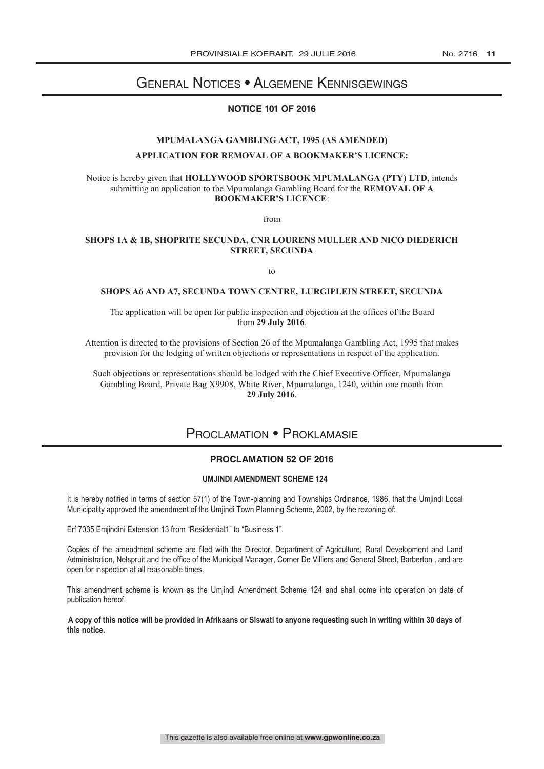# General Notices • Algemene Kennisgewings

## NOTICE 101 OF 2016

**MPUMALANGA GAMBLING ACT, 1995 (AS AMENDED)**

**APPLICATION FOR REMOVAL OF A BOOKMAKER'S LICENCE:**

Notice is hereby given that **HOLLYWOOD SPORTSBOOK MPUMALANGA (PTY) LTD**, intends submitting an application to the Mpumalanga Gambling Board for the **REMOVAL OF A BOOKMAKER'S LICENCE**:

from

**SHOPS 1A & 1B, SHOPRITE SECUNDA, CNR LOURENS MULLER AND NICO DIEDERICH STREET, SECUNDA**

to

**SHOPS A6 AND A7, SECUNDA TOWN CENTRE, LURGIPLEIN STREET, SECUNDA**

The application will be open for public inspection and objection at the offices of the Board from **29 July 2016**.

Attention is directed to the provisions of Section 26 of the Mpumalanga Gambling Act, 1995 that makes provision for the lodging of written objections or representations in respect of the application.

Such objections or representations should be lodged with the Chief Executive Officer, Mpumalanga Gambling Board, Private Bag X9908, White River, Mpumalanga, 1240, within one month from **29 July 2016**.

# Proclamation • Proklamasie

## PROCLAMATION 52 OF 2016

**UMJINDI AMENDMENT SCHEME 124**

It is hereby notified in terms of section 57(1) of the Town-planning and Townships Ordinance, 1986, that the Umjindi Local Municipality approved the amendment of the Umjindi Town Planning Scheme, 2002, by the rezoning of:

Erf 7035 Emjindini Extension 13 from "Residential1" to "Business 1".

Copies of the amendment scheme are filed with the Director, Department of Agriculture, Rural Development and Land Administration, Nelspruit and the office of the Municipal Manager, Corner De Villiers and General Street, Barberton , and are open for inspection at all reasonable times.

This amendment scheme is known as the Umjindi Amendment Scheme 124 and shall come into operation on date of publication hereof.

**A copy of this notice will be provided in Afrikaans or Siswati to anyone requesting such in writing within 30 days of this notice.**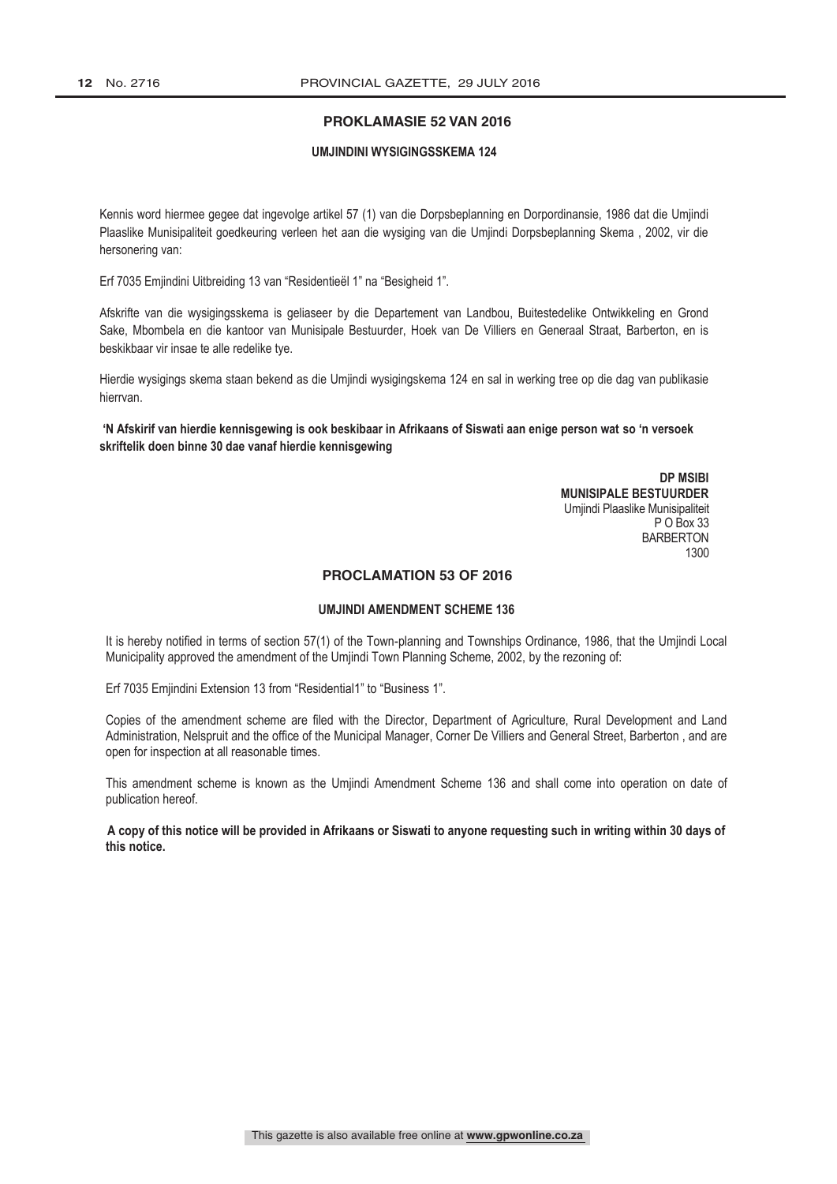## PROKLAMASIE 52 VAN 2016

### UMJINDINI WYSIGINGSSKEMA 124

Kennis word hiermee gegee dat ingevolge artikel 57 (1) van die Dorpsbeplanning en Dorpordinansie, 1986 dat die Umjindi Plaaslike Munisipaliteit goedkeuring verleen het aan die wysiging van die Umjindi Dorpsbeplanning Skema , 2002, vir die hersonering van:

Erf 7035 Emjindini Uitbreiding 13 van "Residentieël 1" na "Besigheid 1".

Afskrifte van die wysigingsskema is geliaseer by die Departement van Landbou, Buitestedelike Ontwikkeling en Grond Sake, Mbombela en die kantoor van Munisipale Bestuurder, Hoek van De Villiers en Generaal Straat, Barberton, en is beskikbaar vir insae te alle redelike tye.

Hierdie wysigings skema staan bekend as die Umjindi wysigingskema 124 en sal in werking tree op die dag van publikasie hierrvan.

**'N Afskirif van hierdie kennisgewing is ook beskibaar in Afrikaans of Siswati aan enige person wat so 'n versoek skriftelik doen binne 30 dae vanaf hierdie kennisgewing**

**DP MSIBI**
**MUNISIPALE BESTUURDER**
Umjindi Plaaslike Munisipaliteit
P O Box 33
BARBERTON
1300

## PROCLAMATION 53 OF 2016

### UMJINDI AMENDMENT SCHEME 136

It is hereby notified in terms of section 57(1) of the Town-planning and Townships Ordinance, 1986, that the Umjindi Local Municipality approved the amendment of the Umjindi Town Planning Scheme, 2002, by the rezoning of:

Erf 7035 Emjindini Extension 13 from "Residential1" to "Business 1".

Copies of the amendment scheme are filed with the Director, Department of Agriculture, Rural Development and Land Administration, Nelspruit and the office of the Municipal Manager, Corner De Villiers and General Street, Barberton , and are open for inspection at all reasonable times.

This amendment scheme is known as the Umjindi Amendment Scheme 136 and shall come into operation on date of publication hereof.

**A copy of this notice will be provided in Afrikaans or Siswati to anyone requesting such in writing within 30 days of this notice.**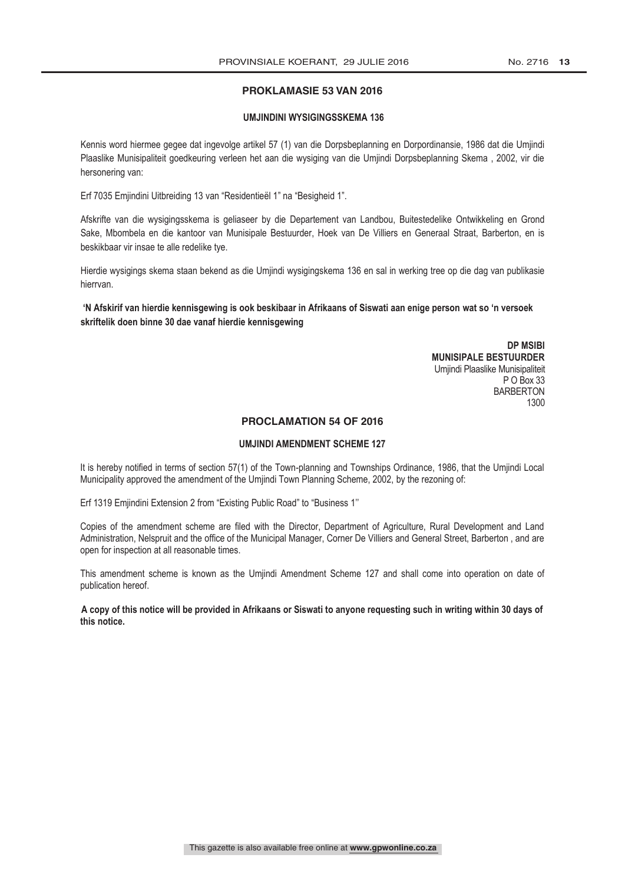## PROKLAMASIE 53 VAN 2016

### UMJINDINI WYSIGINGSSKEMA 136

Kennis word hiermee gegee dat ingevolge artikel 57 (1) van die Dorpsbeplanning en Dorpordinansie, 1986 dat die Umjindi Plaaslike Munisipaliteit goedkeuring verleen het aan die wysiging van die Umjindi Dorpsbeplanning Skema , 2002, vir die hersonering van:

Erf 7035 Emjindini Uitbreiding 13 van "Residentieël 1" na "Besigheid 1".

Afskrifte van die wysigingsskema is geliaseer by die Departement van Landbou, Buitestedelike Ontwikkeling en Grond Sake, Mbombela en die kantoor van Munisipale Bestuurder, Hoek van De Villiers en Generaal Straat, Barberton, en is beskikbaar vir insae te alle redelike tye.

Hierdie wysigings skema staan bekend as die Umjindi wysigingskema 136 en sal in werking tree op die dag van publikasie hierrvan.

**'N Afskirif van hierdie kennisgewing is ook beskibaar in Afrikaans of Siswati aan enige person wat so 'n versoek skriftelik doen binne 30 dae vanaf hierdie kennisgewing**

**DP MSIBI**
**MUNISIPALE BESTUURDER**
Umjindi Plaaslike Munisipaliteit
P O Box 33
BARBERTON
1300

## PROCLAMATION 54 OF 2016

### UMJINDI AMENDMENT SCHEME 127

It is hereby notified in terms of section 57(1) of the Town-planning and Townships Ordinance, 1986, that the Umjindi Local Municipality approved the amendment of the Umjindi Town Planning Scheme, 2002, by the rezoning of:

Erf 1319 Emjindini Extension 2 from "Existing Public Road" to "Business 1"

Copies of the amendment scheme are filed with the Director, Department of Agriculture, Rural Development and Land Administration, Nelspruit and the office of the Municipal Manager, Corner De Villiers and General Street, Barberton , and are open for inspection at all reasonable times.

This amendment scheme is known as the Umjindi Amendment Scheme 127 and shall come into operation on date of publication hereof.

**A copy of this notice will be provided in Afrikaans or Siswati to anyone requesting such in writing within 30 days of this notice.**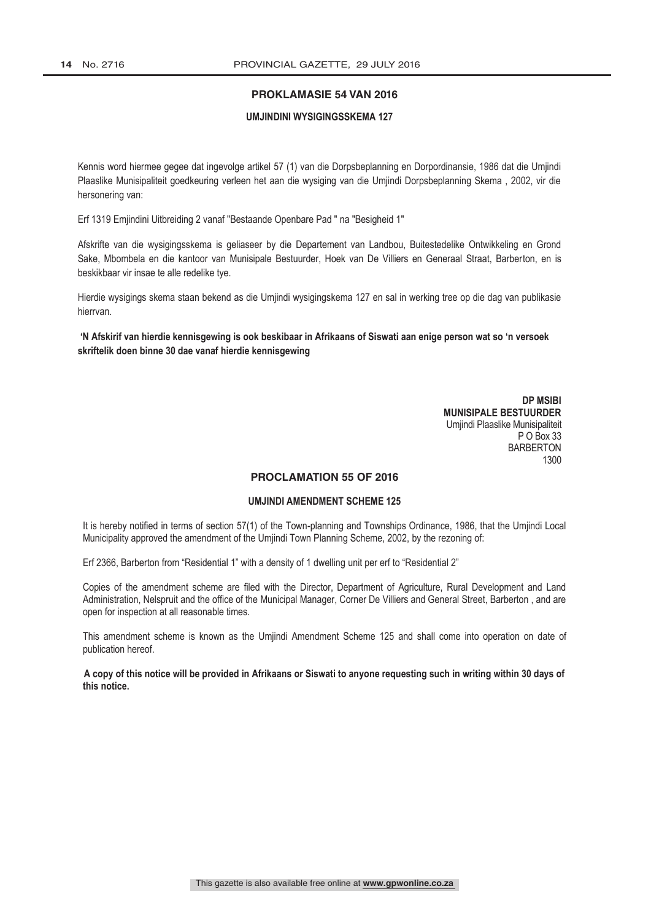## PROKLAMASIE 54 VAN 2016

### UMJINDINI WYSIGINGSSKEMA 127

Kennis word hiermee gegee dat ingevolge artikel 57 (1) van die Dorpsbeplanning en Dorpordinansie, 1986 dat die Umjindi Plaaslike Munisipaliteit goedkeuring verleen het aan die wysiging van die Umjindi Dorpsbeplanning Skema , 2002, vir die hersonering van:

Erf 1319 Emjindini Uitbreiding 2 vanaf "Bestaande Openbare Pad " na "Besigheid 1"

Afskrifte van die wysigingsskema is geliaseer by die Departement van Landbou, Buitestedelike Ontwikkeling en Grond Sake, Mbombela en die kantoor van Munisipale Bestuurder, Hoek van De Villiers en Generaal Straat, Barberton, en is beskikbaar vir insae te alle redelike tye.

Hierdie wysigings skema staan bekend as die Umjindi wysigingskema 127 en sal in werking tree op die dag van publikasie hierrvan.

**'N Afskirif van hierdie kennisgewing is ook beskibaar in Afrikaans of Siswati aan enige person wat so 'n versoek skriftelik doen binne 30 dae vanaf hierdie kennisgewing**

**DP MSIBI**
**MUNISIPALE BESTUURDER**
Umjindi Plaaslike Munisipaliteit
P O Box 33
BARBERTON
1300

## PROCLAMATION 55 OF 2016

### UMJINDI AMENDMENT SCHEME 125

It is hereby notified in terms of section 57(1) of the Town-planning and Townships Ordinance, 1986, that the Umjindi Local Municipality approved the amendment of the Umjindi Town Planning Scheme, 2002, by the rezoning of:

Erf 2366, Barberton from "Residential 1" with a density of 1 dwelling unit per erf to "Residential 2"

Copies of the amendment scheme are filed with the Director, Department of Agriculture, Rural Development and Land Administration, Nelspruit and the office of the Municipal Manager, Corner De Villiers and General Street, Barberton , and are open for inspection at all reasonable times.

This amendment scheme is known as the Umjindi Amendment Scheme 125 and shall come into operation on date of publication hereof.

**A copy of this notice will be provided in Afrikaans or Siswati to anyone requesting such in writing within 30 days of this notice.**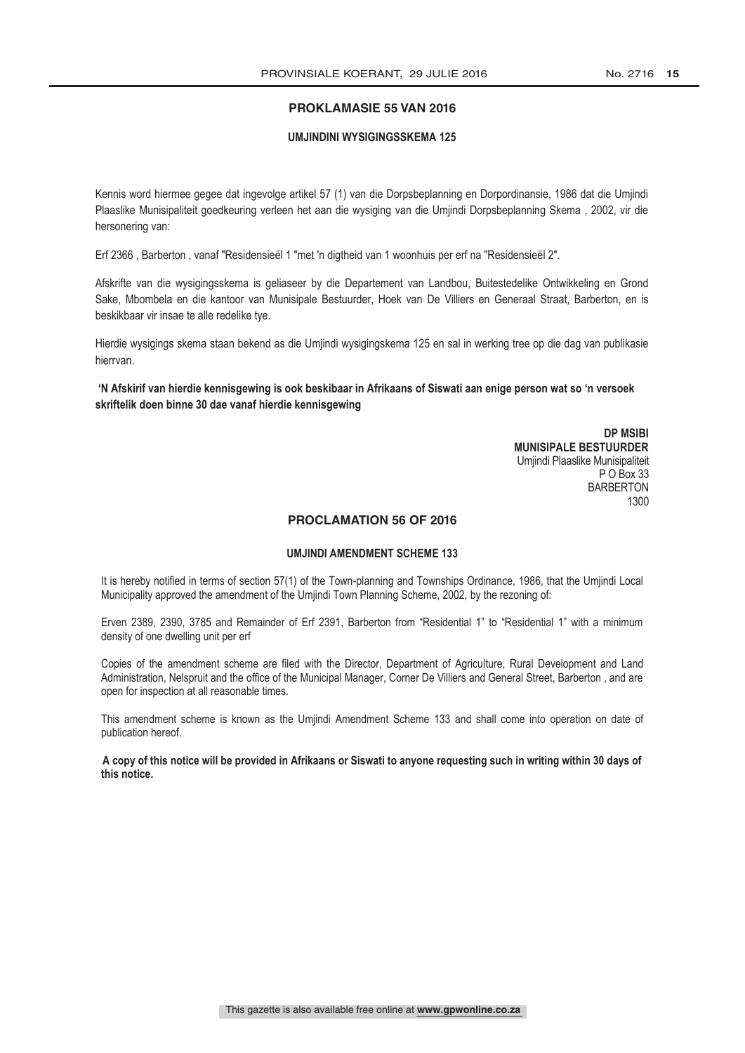## PROKLAMASIE 55 VAN 2016

### UMJINDINI WYSIGINGSSKEMA 125

Kennis word hiermee gegee dat ingevolge artikel 57 (1) van die Dorpsbeplanning en Dorpordinansie, 1986 dat die Umjindi Plaaslike Munisipaliteit goedkeuring verleen het aan die wysiging van die Umjindi Dorpsbeplanning Skema , 2002, vir die hersonering van:

Erf 2366 , Barberton , vanaf "Residensieël 1 "met 'n digtheid van 1 woonhuis per erf na "Residensieël 2".

Afskrifte van die wysigingsskema is geliaseer by die Departement van Landbou, Buitestedelike Ontwikkeling en Grond Sake, Mbombela en die kantoor van Munisipale Bestuurder, Hoek van De Villiers en Generaal Straat, Barberton, en is beskikbaar vir insae te alle redelike tye.

Hierdie wysigings skema staan bekend as die Umjindi wysigingskema 125 en sal in werking tree op die dag van publikasie hierrvan.

**'N Afskirif van hierdie kennisgewing is ook beskibaar in Afrikaans of Siswati aan enige person wat so 'n versoek skriftelik doen binne 30 dae vanaf hierdie kennisgewing**

**DP MSIBI**
**MUNISIPALE BESTUURDER**
Umjindi Plaaslike Munisipaliteit
P O Box 33
BARBERTON
1300

## PROCLAMATION 56 OF 2016

### UMJINDI AMENDMENT SCHEME 133

It is hereby notified in terms of section 57(1) of the Town-planning and Townships Ordinance, 1986, that the Umjindi Local Municipality approved the amendment of the Umjindi Town Planning Scheme, 2002, by the rezoning of:

Erven 2389, 2390, 3785 and Remainder of Erf 2391, Barberton from "Residential 1" to "Residential 1" with a minimum density of one dwelling unit per erf

Copies of the amendment scheme are filed with the Director, Department of Agriculture, Rural Development and Land Administration, Nelspruit and the office of the Municipal Manager, Corner De Villiers and General Street, Barberton , and are open for inspection at all reasonable times.

This amendment scheme is known as the Umjindi Amendment Scheme 133 and shall come into operation on date of publication hereof.

**A copy of this notice will be provided in Afrikaans or Siswati to anyone requesting such in writing within 30 days of this notice.**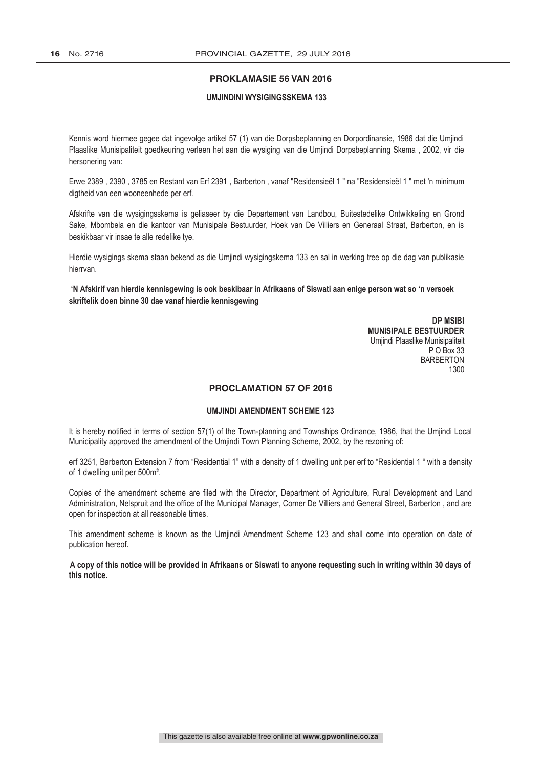## PROKLAMASIE 56 VAN 2016

### UMJINDINI WYSIGINGSSKEMA 133

Kennis word hiermee gegee dat ingevolge artikel 57 (1) van die Dorpsbeplanning en Dorpordinansie, 1986 dat die Umjindi Plaaslike Munisipaliteit goedkeuring verleen het aan die wysiging van die Umjindi Dorpsbeplanning Skema , 2002, vir die hersonering van:

Erwe 2389 , 2390 , 3785 en Restant van Erf 2391 , Barberton , vanaf "Residensieël 1 " na "Residensieël 1 " met 'n minimum digtheid van een wooneenhede per erf.

Afskrifte van die wysigingsskema is geliaseer by die Departement van Landbou, Buitestedelike Ontwikkeling en Grond Sake, Mbombela en die kantoor van Munisipale Bestuurder, Hoek van De Villiers en Generaal Straat, Barberton, en is beskikbaar vir insae te alle redelike tye.

Hierdie wysigings skema staan bekend as die Umjindi wysigingskema 133 en sal in werking tree op die dag van publikasie hierrvan.

**'N Afskirif van hierdie kennisgewing is ook beskibaar in Afrikaans of Siswati aan enige person wat so 'n versoek skriftelik doen binne 30 dae vanaf hierdie kennisgewing**

**DP MSIBI**
**MUNISIPALE BESTUURDER**
Umjindi Plaaslike Munisipaliteit
P O Box 33
BARBERTON
1300

## PROCLAMATION 57 OF 2016

### UMJINDI AMENDMENT SCHEME 123

It is hereby notified in terms of section 57(1) of the Town-planning and Townships Ordinance, 1986, that the Umjindi Local Municipality approved the amendment of the Umjindi Town Planning Scheme, 2002, by the rezoning of:

erf 3251, Barberton Extension 7 from "Residential 1" with a density of 1 dwelling unit per erf to "Residential 1 " with a density of 1 dwelling unit per 500m².

Copies of the amendment scheme are filed with the Director, Department of Agriculture, Rural Development and Land Administration, Nelspruit and the office of the Municipal Manager, Corner De Villiers and General Street, Barberton , and are open for inspection at all reasonable times.

This amendment scheme is known as the Umjindi Amendment Scheme 123 and shall come into operation on date of publication hereof.

**A copy of this notice will be provided in Afrikaans or Siswati to anyone requesting such in writing within 30 days of this notice.**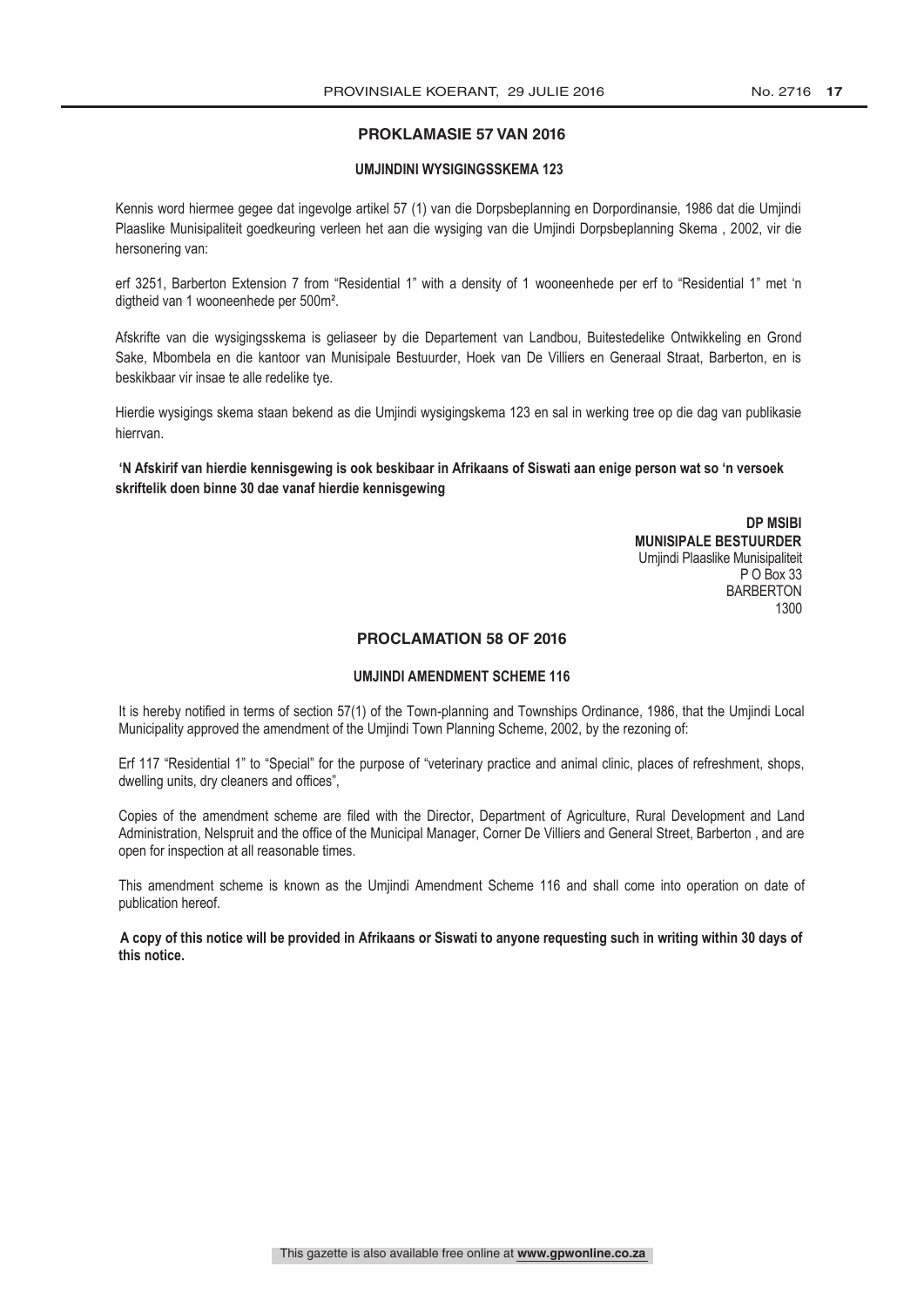## PROKLAMASIE 57 VAN 2016

### UMJINDINI WYSIGINGSSKEMA 123

Kennis word hiermee gegee dat ingevolge artikel 57 (1) van die Dorpsbeplanning en Dorpordinansie, 1986 dat die Umjindi Plaaslike Munisipaliteit goedkeuring verleen het aan die wysiging van die Umjindi Dorpsbeplanning Skema , 2002, vir die hersonering van:

erf 3251, Barberton Extension 7 from "Residential 1" with a density of 1 wooneenhede per erf to "Residential 1" met 'n digtheid van 1 wooneenhede per 500m².

Afskrifte van die wysigingsskema is geliaseer by die Departement van Landbou, Buitestedelike Ontwikkeling en Grond Sake, Mbombela en die kantoor van Munisipale Bestuurder, Hoek van De Villiers en Generaal Straat, Barberton, en is beskikbaar vir insae te alle redelike tye.

Hierdie wysigings skema staan bekend as die Umjindi wysigingskema 123 en sal in werking tree op die dag van publikasie hierrvan.

**'N Afskirif van hierdie kennisgewing is ook beskibaar in Afrikaans of Siswati aan enige person wat so 'n versoek skriftelik doen binne 30 dae vanaf hierdie kennisgewing**

**DP MSIBI**
**MUNISIPALE BESTUURDER**
Umjindi Plaaslike Munisipaliteit
P O Box 33
BARBERTON
1300

## PROCLAMATION 58 OF 2016

### UMJINDI AMENDMENT SCHEME 116

It is hereby notified in terms of section 57(1) of the Town-planning and Townships Ordinance, 1986, that the Umjindi Local Municipality approved the amendment of the Umjindi Town Planning Scheme, 2002, by the rezoning of:

Erf 117 "Residential 1" to "Special" for the purpose of "veterinary practice and animal clinic, places of refreshment, shops, dwelling units, dry cleaners and offices",

Copies of the amendment scheme are filed with the Director, Department of Agriculture, Rural Development and Land Administration, Nelspruit and the office of the Municipal Manager, Corner De Villiers and General Street, Barberton , and are open for inspection at all reasonable times.

This amendment scheme is known as the Umjindi Amendment Scheme 116 and shall come into operation on date of publication hereof.

**A copy of this notice will be provided in Afrikaans or Siswati to anyone requesting such in writing within 30 days of this notice.**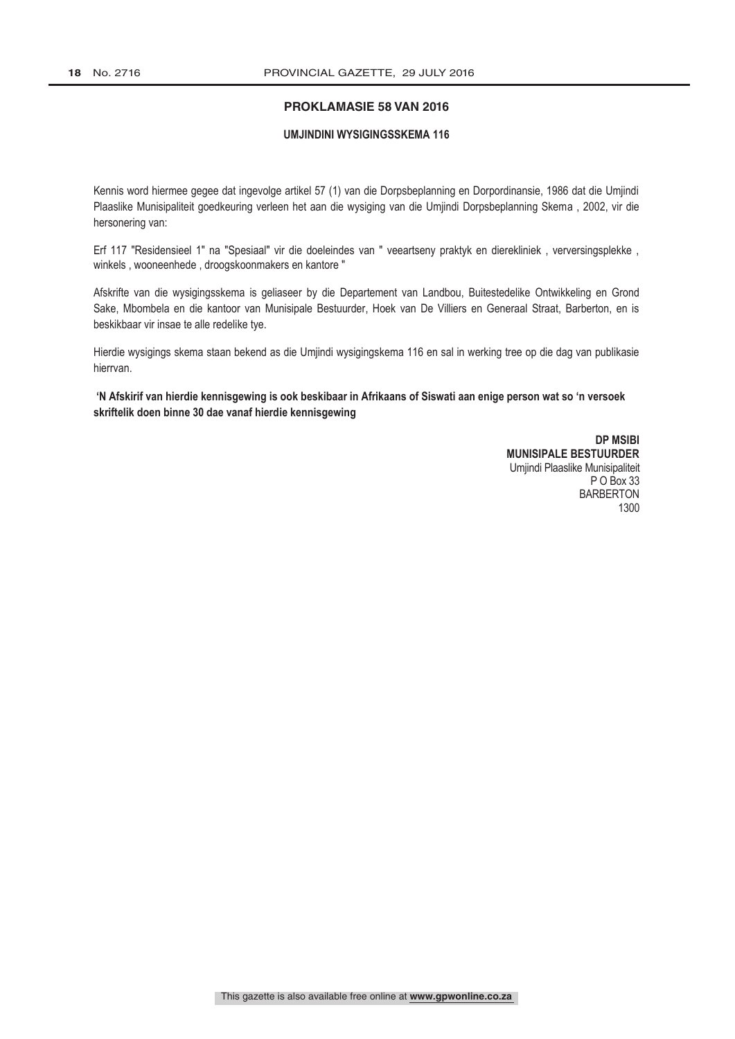## PROKLAMASIE 58 VAN 2016

### UMJINDINI WYSIGINGSSKEMA 116

Kennis word hiermee gegee dat ingevolge artikel 57 (1) van die Dorpsbeplanning en Dorpordinansie, 1986 dat die Umjindi Plaaslike Munisipaliteit goedkeuring verleen het aan die wysiging van die Umjindi Dorpsbeplanning Skema , 2002, vir die hersonering van:

Erf 117 "Residensieel 1" na "Spesiaal" vir die doeleindes van " veeartseny praktyk en dierekliniek , verversingsplekke , winkels , wooneenhede , droogskoonmakers en kantore "

Afskrifte van die wysigingsskema is geliaseer by die Departement van Landbou, Buitestedelike Ontwikkeling en Grond Sake, Mbombela en die kantoor van Munisipale Bestuurder, Hoek van De Villiers en Generaal Straat, Barberton, en is beskikbaar vir insae te alle redelike tye.

Hierdie wysigings skema staan bekend as die Umjindi wysigingskema 116 en sal in werking tree op die dag van publikasie hierrvan.

**'N Afskirif van hierdie kennisgewing is ook beskibaar in Afrikaans of Siswati aan enige person wat so 'n versoek skriftelik doen binne 30 dae vanaf hierdie kennisgewing**

**DP MSIBI**
**MUNISIPALE BESTUURDER**
Umjindi Plaaslike Munisipaliteit
P O Box 33
BARBERTON
1300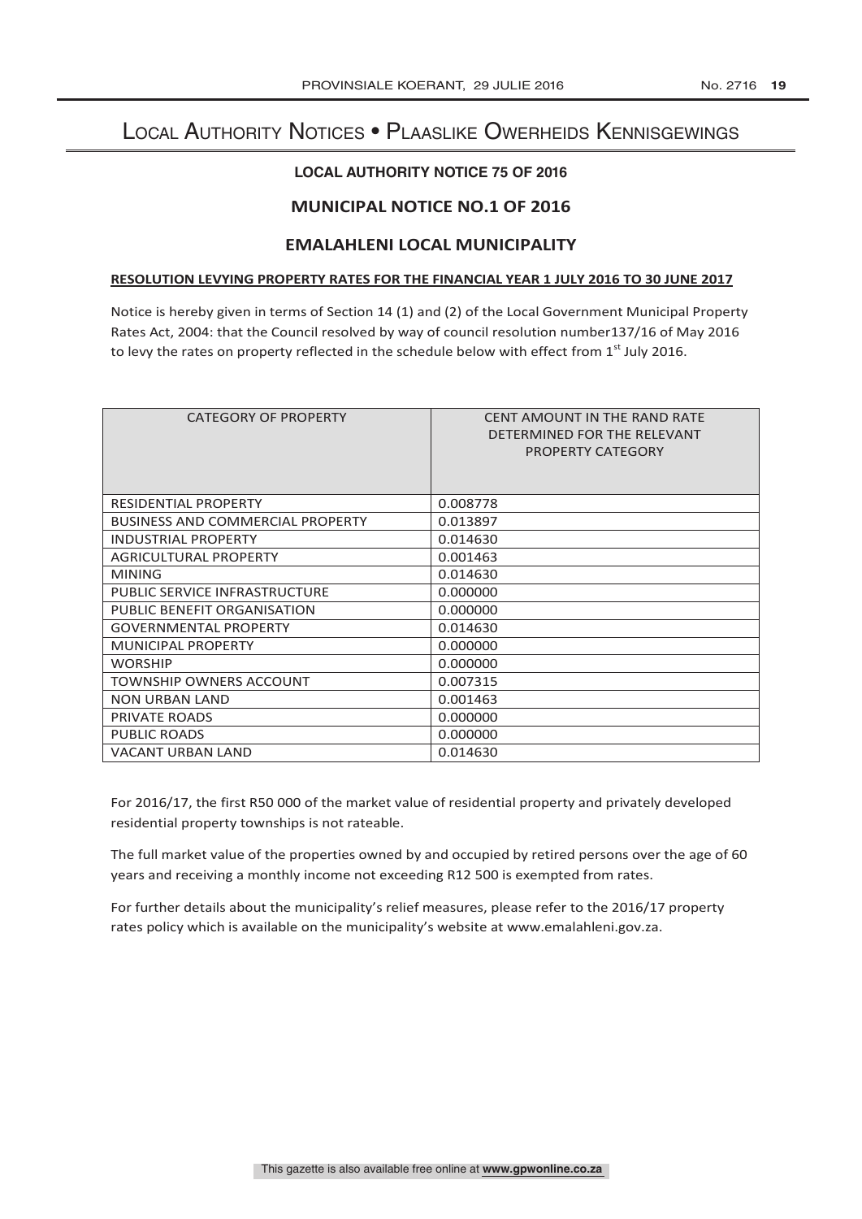# Local Authority Notices • Plaaslike Owerheids Kennisgewings

### LOCAL AUTHORITY NOTICE 75 OF 2016

### MUNICIPAL NOTICE NO.1 OF 2016

### EMALAHLENI LOCAL MUNICIPALITY

**RESOLUTION LEVYING PROPERTY RATES FOR THE FINANCIAL YEAR 1 JULY 2016 TO 30 JUNE 2017**

Notice is hereby given in terms of Section 14 (1) and (2) of the Local Government Municipal Property Rates Act, 2004: that the Council resolved by way of council resolution number137/16 of May 2016 to levy the rates on property reflected in the schedule below with effect from 1st July 2016.

| CATEGORY OF PROPERTY | CENT AMOUNT IN THE RAND RATE DETERMINED FOR THE RELEVANT PROPERTY CATEGORY |
|---|---|
| RESIDENTIAL PROPERTY | 0.008778 |
| BUSINESS AND COMMERCIAL PROPERTY | 0.013897 |
| INDUSTRIAL PROPERTY | 0.014630 |
| AGRICULTURAL PROPERTY | 0.001463 |
| MINING | 0.014630 |
| PUBLIC SERVICE INFRASTRUCTURE | 0.000000 |
| PUBLIC BENEFIT ORGANISATION | 0.000000 |
| GOVERNMENTAL PROPERTY | 0.014630 |
| MUNICIPAL PROPERTY | 0.000000 |
| WORSHIP | 0.000000 |
| TOWNSHIP OWNERS ACCOUNT | 0.007315 |
| NON URBAN LAND | 0.001463 |
| PRIVATE ROADS | 0.000000 |
| PUBLIC ROADS | 0.000000 |
| VACANT URBAN LAND | 0.014630 |

For 2016/17, the first R50 000 of the market value of residential property and privately developed residential property townships is not rateable.

The full market value of the properties owned by and occupied by retired persons over the age of 60 years and receiving a monthly income not exceeding R12 500 is exempted from rates.

For further details about the municipality's relief measures, please refer to the 2016/17 property rates policy which is available on the municipality's website at www.emalahleni.gov.za.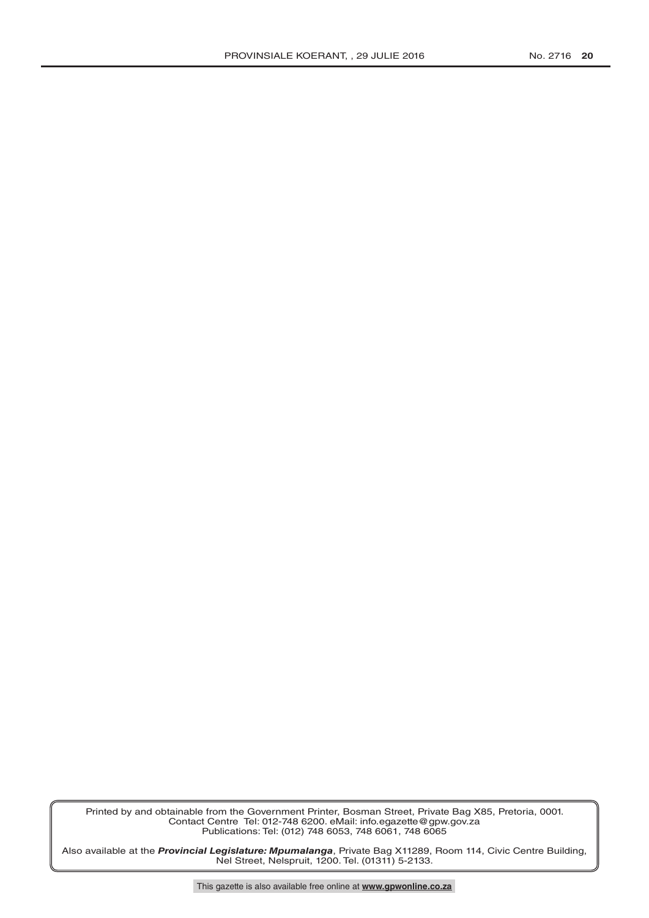Printed by and obtainable from the Government Printer, Bosman Street, Private Bag X85, Pretoria, 0001.
Contact Centre Tel: 012-748 6200. eMail: info.egazette@gpw.gov.za
Publications: Tel: (012) 748 6053, 748 6061, 748 6065

Also available at the ***Provincial Legislature: Mpumalanga***, Private Bag X11289, Room 114, Civic Centre Building, Nel Street, Nelspruit, 1200. Tel. (01311) 5-2133.

This gazette is also available free online at **www.gpwonline.co.za**